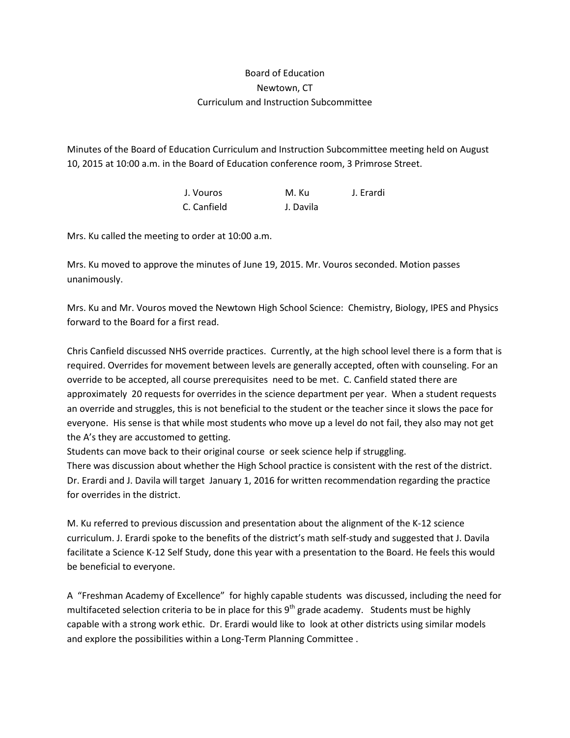Board of Education
Newtown, CT
Curriculum and Instruction Subcommittee

Minutes of the Board of Education Curriculum and Instruction Subcommittee meeting held on August 10, 2015 at 10:00 a.m. in the Board of Education conference room, 3 Primrose Street.

| | | |
|---|---|---|
| J. Vouros | M. Ku | J. Erardi |
| C. Canfield | J. Davila | |

Mrs. Ku called the meeting to order at 10:00 a.m.

Mrs. Ku moved to approve the minutes of June 19, 2015. Mr. Vouros seconded. Motion passes unanimously.

Mrs. Ku and Mr. Vouros moved the Newtown High School Science: Chemistry, Biology, IPES and Physics forward to the Board for a first read.

Chris Canfield discussed NHS override practices. Currently, at the high school level there is a form that is required. Overrides for movement between levels are generally accepted, often with counseling. For an override to be accepted, all course prerequisites need to be met. C. Canfield stated there are approximately 20 requests for overrides in the science department per year. When a student requests an override and struggles, this is not beneficial to the student or the teacher since it slows the pace for everyone. His sense is that while most students who move up a level do not fail, they also may not get the A's they are accustomed to getting.
Students can move back to their original course or seek science help if struggling.
There was discussion about whether the High School practice is consistent with the rest of the district. Dr. Erardi and J. Davila will target January 1, 2016 for written recommendation regarding the practice for overrides in the district.

M. Ku referred to previous discussion and presentation about the alignment of the K-12 science curriculum. J. Erardi spoke to the benefits of the district's math self-study and suggested that J. Davila facilitate a Science K-12 Self Study, done this year with a presentation to the Board. He feels this would be beneficial to everyone.

A "Freshman Academy of Excellence" for highly capable students was discussed, including the need for multifaceted selection criteria to be in place for this 9th grade academy. Students must be highly capable with a strong work ethic. Dr. Erardi would like to look at other districts using similar models and explore the possibilities within a Long-Term Planning Committee .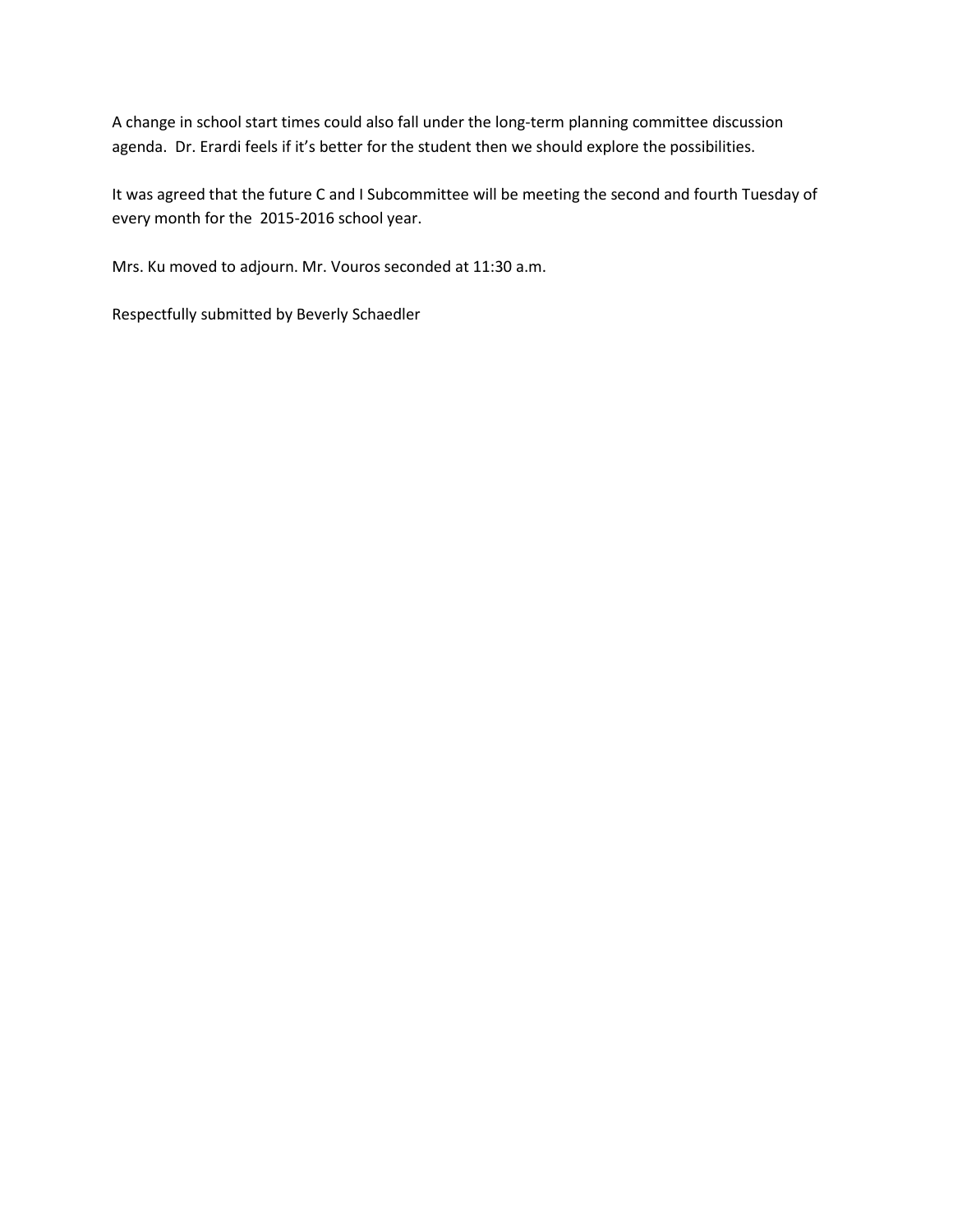A change in school start times could also fall under the long-term planning committee discussion agenda. Dr. Erardi feels if it's better for the student then we should explore the possibilities.

It was agreed that the future C and I Subcommittee will be meeting the second and fourth Tuesday of every month for the 2015-2016 school year.

Mrs. Ku moved to adjourn. Mr. Vouros seconded at 11:30 a.m.

Respectfully submitted by Beverly Schaedler